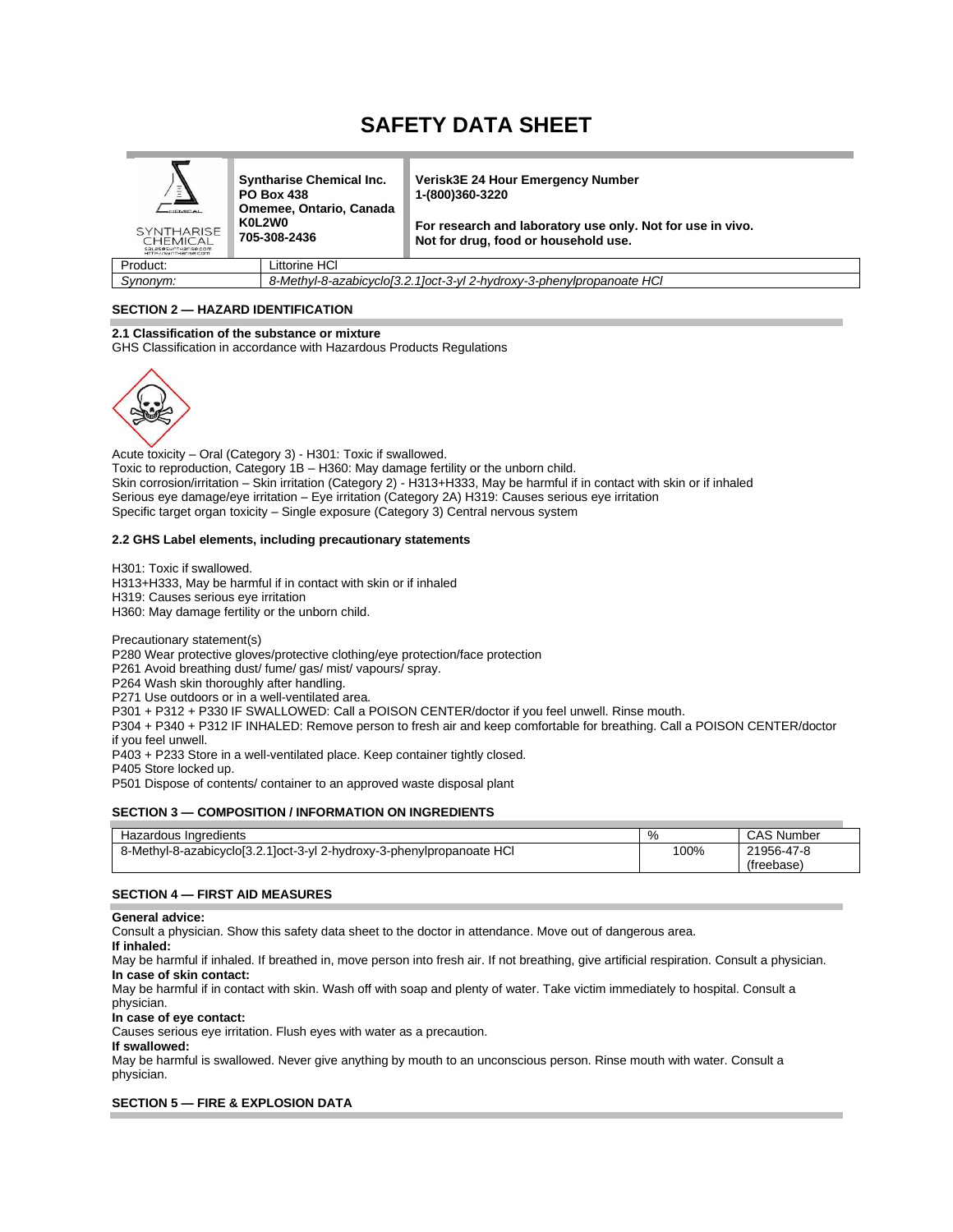# SAFETY DATA SHEET

| | | |
|---|---|---|
| SYNTHARISE CHEMICAL | **Syntharise Chemical Inc.**<br>**PO Box 438**<br>**Omemee, Ontario, Canada**<br>**K0L2W0**<br>**705-308-2436** | **Verisk3E 24 Hour Emergency Number**<br>**1-(800)360-3220**<br><br>**For research and laboratory use only. Not for use in vivo.**<br>**Not for drug, food or household use.** |

| | |
|---|---|
| Product: | Littorine HCl |
| *Synonym:* | *8-Methyl-8-azabicyclo[3.2.1]oct-3-yl 2-hydroxy-3-phenylpropanoate HCl* |

### SECTION 2 — HAZARD IDENTIFICATION

**2.1 Classification of the substance or mixture**

GHS Classification in accordance with Hazardous Products Regulations

Acute toxicity – Oral (Category 3) - H301: Toxic if swallowed.
Toxic to reproduction, Category 1B – H360: May damage fertility or the unborn child.
Skin corrosion/irritation – Skin irritation (Category 2) - H313+H333, May be harmful if in contact with skin or if inhaled
Serious eye damage/eye irritation – Eye irritation (Category 2A) H319: Causes serious eye irritation
Specific target organ toxicity – Single exposure (Category 3) Central nervous system

**2.2 GHS Label elements, including precautionary statements**

H301: Toxic if swallowed.
H313+H333, May be harmful if in contact with skin or if inhaled
H319: Causes serious eye irritation
H360: May damage fertility or the unborn child.

Precautionary statement(s)
P280 Wear protective gloves/protective clothing/eye protection/face protection
P261 Avoid breathing dust/ fume/ gas/ mist/ vapours/ spray.
P264 Wash skin thoroughly after handling.
P271 Use outdoors or in a well-ventilated area.
P301 + P312 + P330 IF SWALLOWED: Call a POISON CENTER/doctor if you feel unwell. Rinse mouth.
P304 + P340 + P312 IF INHALED: Remove person to fresh air and keep comfortable for breathing. Call a POISON CENTER/doctor if you feel unwell.
P403 + P233 Store in a well-ventilated place. Keep container tightly closed.
P405 Store locked up.
P501 Dispose of contents/ container to an approved waste disposal plant

### SECTION 3 — COMPOSITION / INFORMATION ON INGREDIENTS

| Hazardous Ingredients | % | CAS Number |
|---|---|---|
| 8-Methyl-8-azabicyclo[3.2.1]oct-3-yl 2-hydroxy-3-phenylpropanoate HCl | 100% | 21956-47-8 (freebase) |

### SECTION 4 — FIRST AID MEASURES

**General advice:**
Consult a physician. Show this safety data sheet to the doctor in attendance. Move out of dangerous area.
**If inhaled:**
May be harmful if inhaled. If breathed in, move person into fresh air. If not breathing, give artificial respiration. Consult a physician.
**In case of skin contact:**
May be harmful if in contact with skin. Wash off with soap and plenty of water. Take victim immediately to hospital. Consult a physician.
**In case of eye contact:**
Causes serious eye irritation. Flush eyes with water as a precaution.
**If swallowed:**
May be harmful is swallowed. Never give anything by mouth to an unconscious person. Rinse mouth with water. Consult a physician.

### SECTION 5 — FIRE & EXPLOSION DATA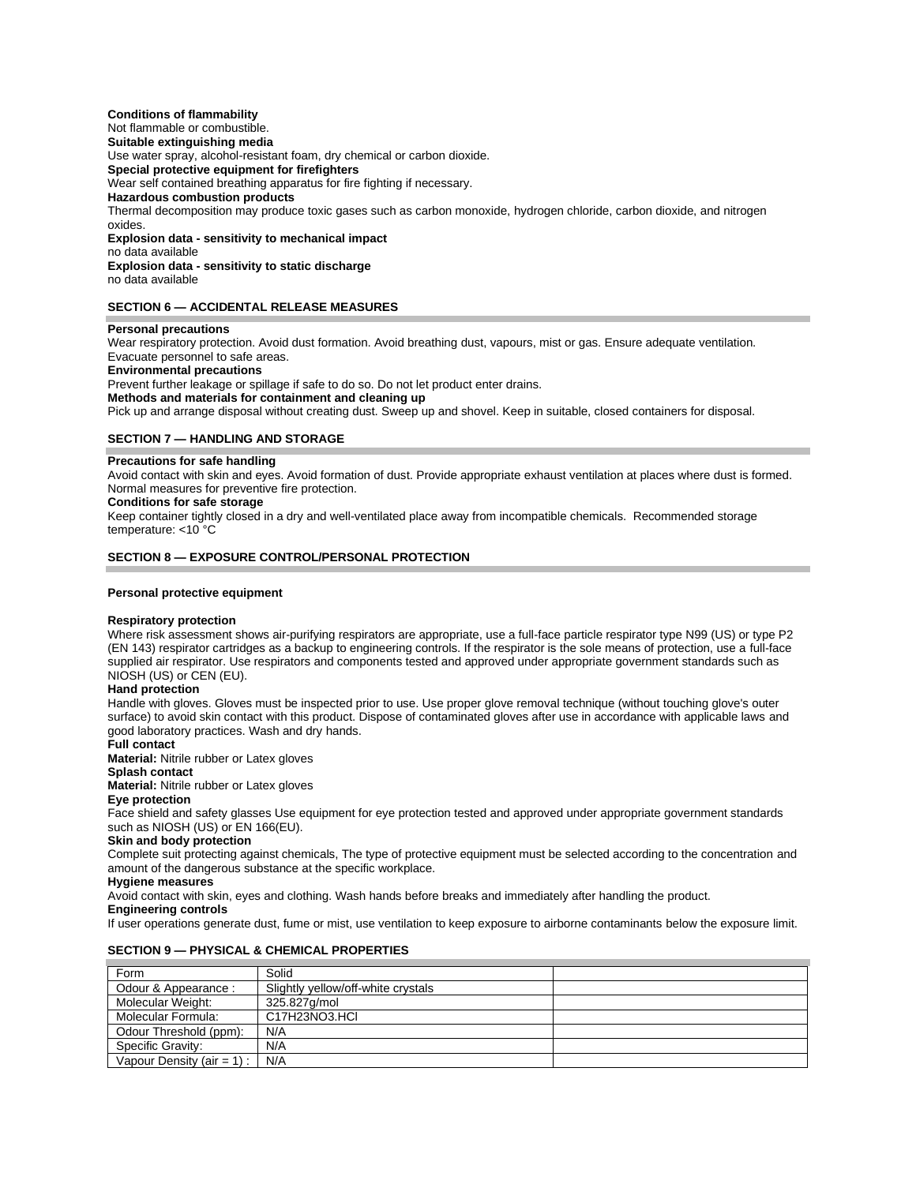**Conditions of flammability**

Not flammable or combustible.

**Suitable extinguishing media**

Use water spray, alcohol-resistant foam, dry chemical or carbon dioxide.

**Special protective equipment for firefighters**

Wear self contained breathing apparatus for fire fighting if necessary.

**Hazardous combustion products**

Thermal decomposition may produce toxic gases such as carbon monoxide, hydrogen chloride, carbon dioxide, and nitrogen oxides.

**Explosion data - sensitivity to mechanical impact**

no data available

**Explosion data - sensitivity to static discharge**

no data available

## SECTION 6 — ACCIDENTAL RELEASE MEASURES

**Personal precautions**

Wear respiratory protection. Avoid dust formation. Avoid breathing dust, vapours, mist or gas. Ensure adequate ventilation. Evacuate personnel to safe areas.

**Environmental precautions**

Prevent further leakage or spillage if safe to do so. Do not let product enter drains.

**Methods and materials for containment and cleaning up**

Pick up and arrange disposal without creating dust. Sweep up and shovel. Keep in suitable, closed containers for disposal.

## SECTION 7 — HANDLING AND STORAGE

**Precautions for safe handling**

Avoid contact with skin and eyes. Avoid formation of dust. Provide appropriate exhaust ventilation at places where dust is formed. Normal measures for preventive fire protection.

**Conditions for safe storage**

Keep container tightly closed in a dry and well-ventilated place away from incompatible chemicals. Recommended storage temperature: <10 °C

## SECTION 8 — EXPOSURE CONTROL/PERSONAL PROTECTION

**Personal protective equipment**

**Respiratory protection**

Where risk assessment shows air-purifying respirators are appropriate, use a full-face particle respirator type N99 (US) or type P2 (EN 143) respirator cartridges as a backup to engineering controls. If the respirator is the sole means of protection, use a full-face supplied air respirator. Use respirators and components tested and approved under appropriate government standards such as NIOSH (US) or CEN (EU).

**Hand protection**

Handle with gloves. Gloves must be inspected prior to use. Use proper glove removal technique (without touching glove's outer surface) to avoid skin contact with this product. Dispose of contaminated gloves after use in accordance with applicable laws and good laboratory practices. Wash and dry hands.

**Full contact**

**Material:** Nitrile rubber or Latex gloves

**Splash contact**

**Material:** Nitrile rubber or Latex gloves

**Eye protection**

Face shield and safety glasses Use equipment for eye protection tested and approved under appropriate government standards such as NIOSH (US) or EN 166(EU).

**Skin and body protection**

Complete suit protecting against chemicals, The type of protective equipment must be selected according to the concentration and amount of the dangerous substance at the specific workplace.

**Hygiene measures**

Avoid contact with skin, eyes and clothing. Wash hands before breaks and immediately after handling the product.

**Engineering controls**

If user operations generate dust, fume or mist, use ventilation to keep exposure to airborne contaminants below the exposure limit.

## SECTION 9 — PHYSICAL & CHEMICAL PROPERTIES

| Form | Solid | |
|---|---|---|
| Odour & Appearance : | Slightly yellow/off-white crystals | |
| Molecular Weight: | 325.827g/mol | |
| Molecular Formula: | $C_{17}H_{23}NO_3.HCl$ | |
| Odour Threshold (ppm): | N/A | |
| Specific Gravity: | N/A | |
| Vapour Density (air = 1) : | N/A | |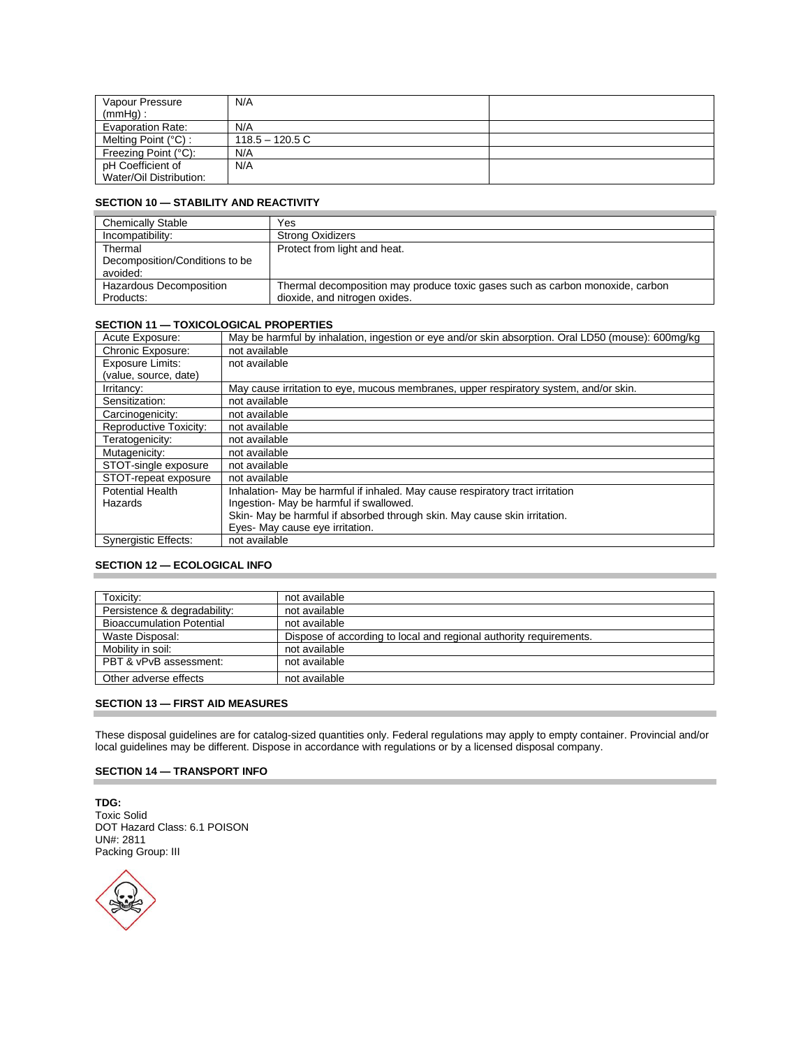| Vapour Pressure (mmHg) : | N/A | |
|---|---|---|
| Evaporation Rate: | N/A | |
| Melting Point (°C) : | 118.5 – 120.5 C | |
| Freezing Point (°C): | N/A | |
| pH Coefficient of Water/Oil Distribution: | N/A | |

## SECTION 10 — STABILITY AND REACTIVITY

| Chemically Stable | Yes |
|---|---|
| Incompatibility: | Strong Oxidizers |
| Thermal Decomposition/Conditions to be avoided: | Protect from light and heat. |
| Hazardous Decomposition Products: | Thermal decomposition may produce toxic gases such as carbon monoxide, carbon dioxide, and nitrogen oxides. |

## SECTION 11 — TOXICOLOGICAL PROPERTIES

| Acute Exposure: | May be harmful by inhalation, ingestion or eye and/or skin absorption. Oral LD50 (mouse): 600mg/kg |
|---|---|
| Chronic Exposure: | not available |
| Exposure Limits: (value, source, date) | not available |
| Irritancy: | May cause irritation to eye, mucous membranes, upper respiratory system, and/or skin. |
| Sensitization: | not available |
| Carcinogenicity: | not available |
| Reproductive Toxicity: | not available |
| Teratogenicity: | not available |
| Mutagenicity: | not available |
| STOT-single exposure | not available |
| STOT-repeat exposure | not available |
| Potential Health Hazards | Inhalation- May be harmful if inhaled. May cause respiratory tract irritation<br>Ingestion- May be harmful if swallowed.<br>Skin- May be harmful if absorbed through skin. May cause skin irritation.<br>Eyes- May cause eye irritation. |
| Synergistic Effects: | not available |

## SECTION 12 — ECOLOGICAL INFO

| Toxicity: | not available |
|---|---|
| Persistence & degradability: | not available |
| Bioaccumulation Potential | not available |
| Waste Disposal: | Dispose of according to local and regional authority requirements. |
| Mobility in soil: | not available |
| PBT & vPvB assessment: | not available |
| Other adverse effects | not available |

## SECTION 13 — FIRST AID MEASURES

These disposal guidelines are for catalog-sized quantities only. Federal regulations may apply to empty container. Provincial and/or local guidelines may be different. Dispose in accordance with regulations or by a licensed disposal company.

## SECTION 14 — TRANSPORT INFO

**TDG:**
Toxic Solid
DOT Hazard Class: 6.1 POISON
UN#: 2811
Packing Group: III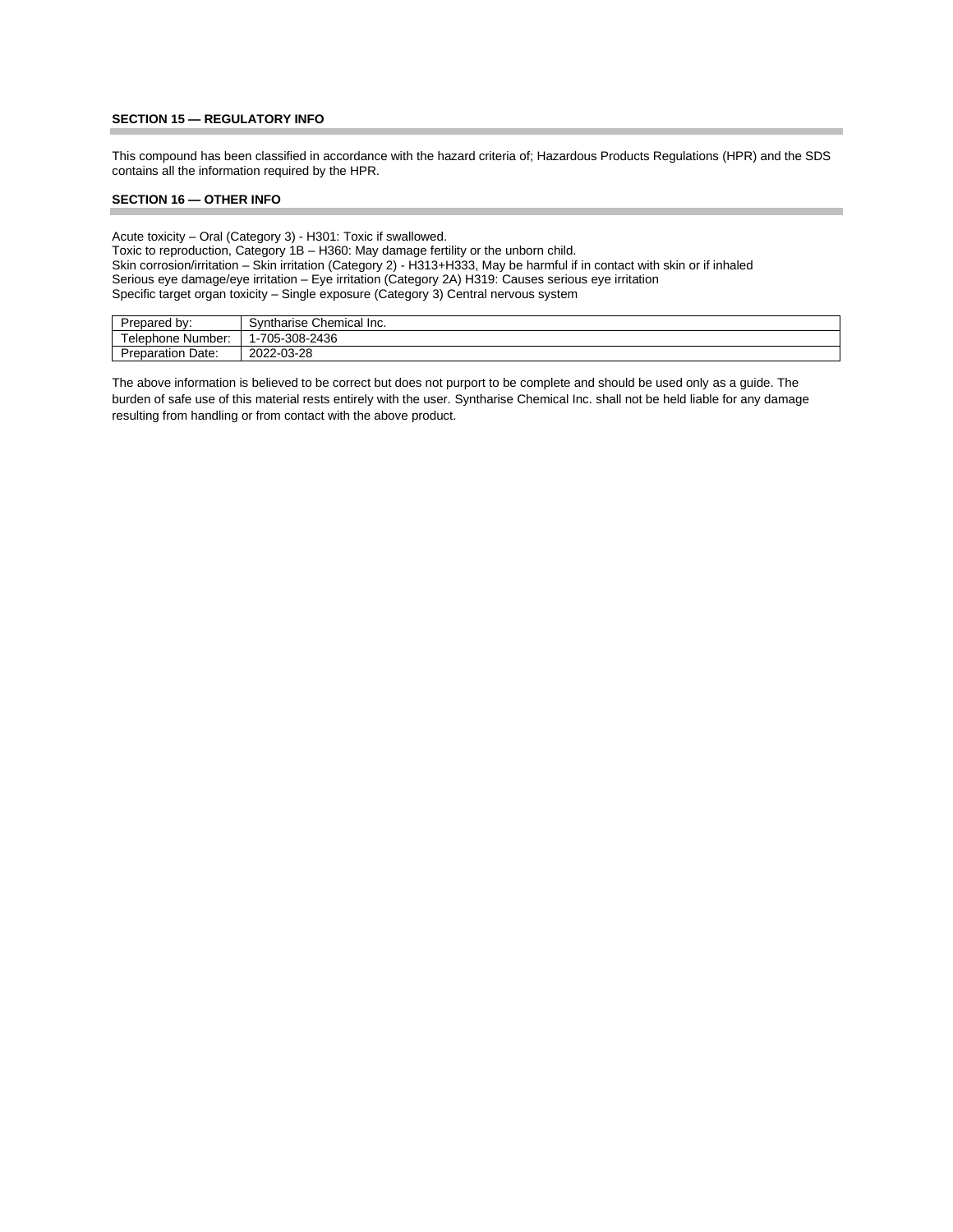## SECTION 15 — REGULATORY INFO

This compound has been classified in accordance with the hazard criteria of; Hazardous Products Regulations (HPR) and the SDS contains all the information required by the HPR.

## SECTION 16 — OTHER INFO

Acute toxicity – Oral (Category 3) - H301: Toxic if swallowed.
Toxic to reproduction, Category 1B – H360: May damage fertility or the unborn child.
Skin corrosion/irritation – Skin irritation (Category 2) - H313+H333, May be harmful if in contact with skin or if inhaled
Serious eye damage/eye irritation – Eye irritation (Category 2A) H319: Causes serious eye irritation
Specific target organ toxicity – Single exposure (Category 3) Central nervous system

| | |
|---|---|
| Prepared by: | Syntharise Chemical Inc. |
| Telephone Number: | 1-705-308-2436 |
| Preparation Date: | 2022-03-28 |

The above information is believed to be correct but does not purport to be complete and should be used only as a guide. The burden of safe use of this material rests entirely with the user. Syntharise Chemical Inc. shall not be held liable for any damage resulting from handling or from contact with the above product.